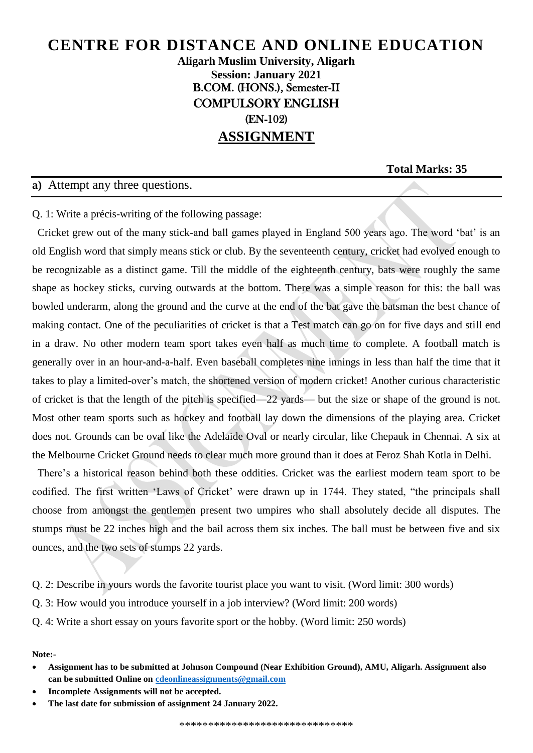# CENTRE FOR DISTANCE AND ONLINE EDUCATION

**Aligarh Muslim University, Aligarh**

**Session: January 2021**

B.COM. (HONS.), Semester-II

COMPULSORY ENGLISH

(EN-102)

## ASSIGNMENT

**Total Marks: 35**

**a)** Attempt any three questions.

Q. 1: Write a précis-writing of the following passage:

Cricket grew out of the many stick-and ball games played in England 500 years ago. The word 'bat' is an old English word that simply means stick or club. By the seventeenth century, cricket had evolved enough to be recognizable as a distinct game. Till the middle of the eighteenth century, bats were roughly the same shape as hockey sticks, curving outwards at the bottom. There was a simple reason for this: the ball was bowled underarm, along the ground and the curve at the end of the bat gave the batsman the best chance of making contact. One of the peculiarities of cricket is that a Test match can go on for five days and still end in a draw. No other modern team sport takes even half as much time to complete. A football match is generally over in an hour-and-a-half. Even baseball completes nine innings in less than half the time that it takes to play a limited-over's match, the shortened version of modern cricket! Another curious characteristic of cricket is that the length of the pitch is specified—22 yards— but the size or shape of the ground is not. Most other team sports such as hockey and football lay down the dimensions of the playing area. Cricket does not. Grounds can be oval like the Adelaide Oval or nearly circular, like Chepauk in Chennai. A six at the Melbourne Cricket Ground needs to clear much more ground than it does at Feroz Shah Kotla in Delhi.

There's a historical reason behind both these oddities. Cricket was the earliest modern team sport to be codified. The first written 'Laws of Cricket' were drawn up in 1744. They stated, "the principals shall choose from amongst the gentlemen present two umpires who shall absolutely decide all disputes. The stumps must be 22 inches high and the bail across them six inches. The ball must be between five and six ounces, and the two sets of stumps 22 yards.

Q. 2: Describe in yours words the favorite tourist place you want to visit. (Word limit: 300 words)

Q. 3: How would you introduce yourself in a job interview? (Word limit: 200 words)

Q. 4: Write a short essay on yours favorite sport or the hobby. (Word limit: 250 words)

**Note:-**

- **Assignment has to be submitted at Johnson Compound (Near Exhibition Ground), AMU, Aligarh. Assignment also can be submitted Online on cdeonlineassignments@gmail.com**
- **Incomplete Assignments will not be accepted.**
- **The last date for submission of assignment 24 January 2022.**

******************************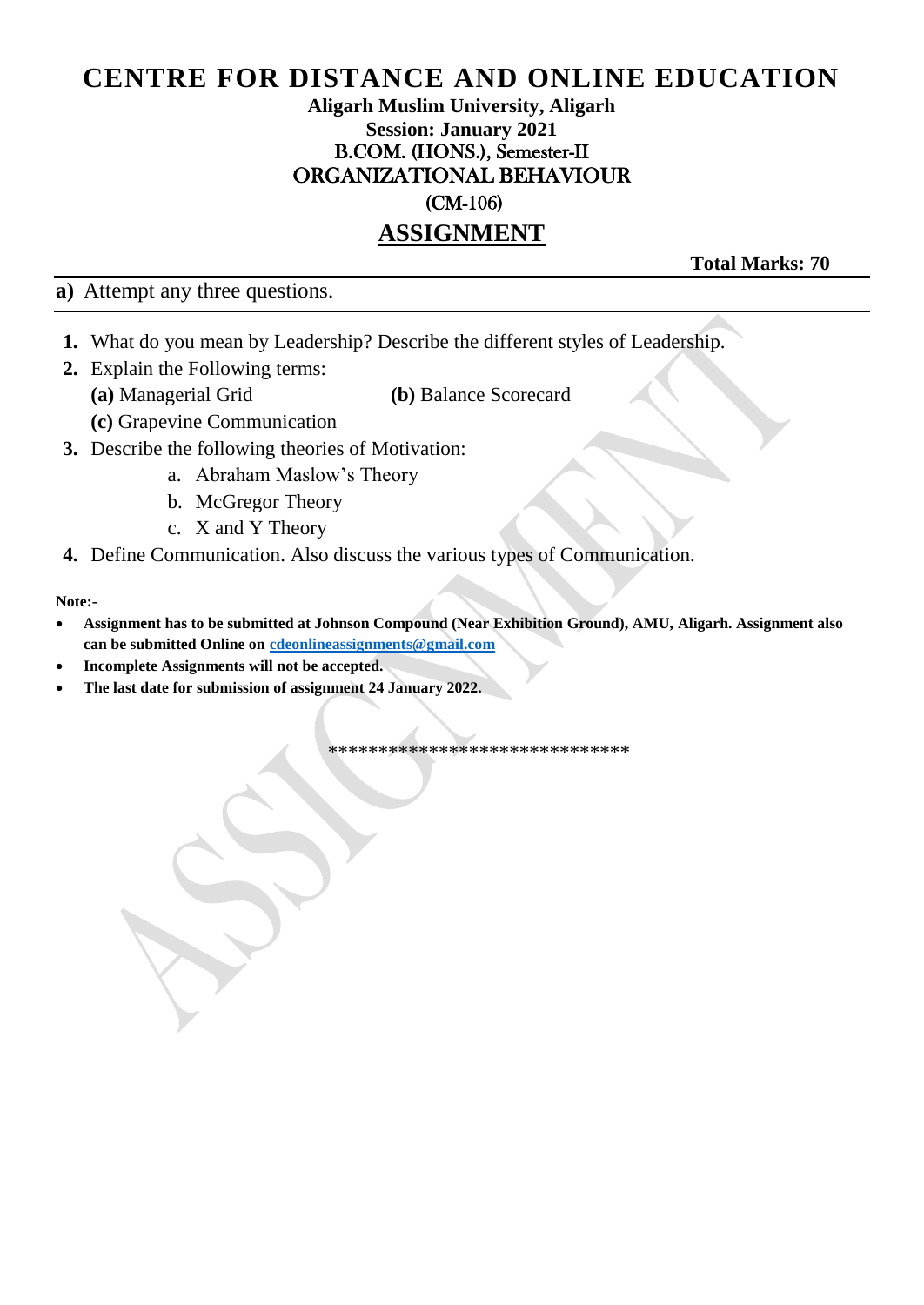# CENTRE FOR DISTANCE AND ONLINE EDUCATION

**Aligarh Muslim University, Aligarh**

**Session: January 2021**

B.COM. (HONS.), Semester-II

ORGANIZATIONAL BEHAVIOUR

(CM-106)

## ASSIGNMENT

**Total Marks: 70**

**a)** Attempt any three questions.

1. What do you mean by Leadership? Describe the different styles of Leadership.
2. Explain the Following terms:
   **(a)** Managerial Grid **(b)** Balance Scorecard
   **(c)** Grapevine Communication
3. Describe the following theories of Motivation:
   a. Abraham Maslow's Theory
   b. McGregor Theory
   c. X and Y Theory
4. Define Communication. Also discuss the various types of Communication.

**Note:-**

- **Assignment has to be submitted at Johnson Compound (Near Exhibition Ground), AMU, Aligarh. Assignment also can be submitted Online on cdeonlineassignments@gmail.com**
- **Incomplete Assignments will not be accepted.**
- **The last date for submission of assignment 24 January 2022.**

******************************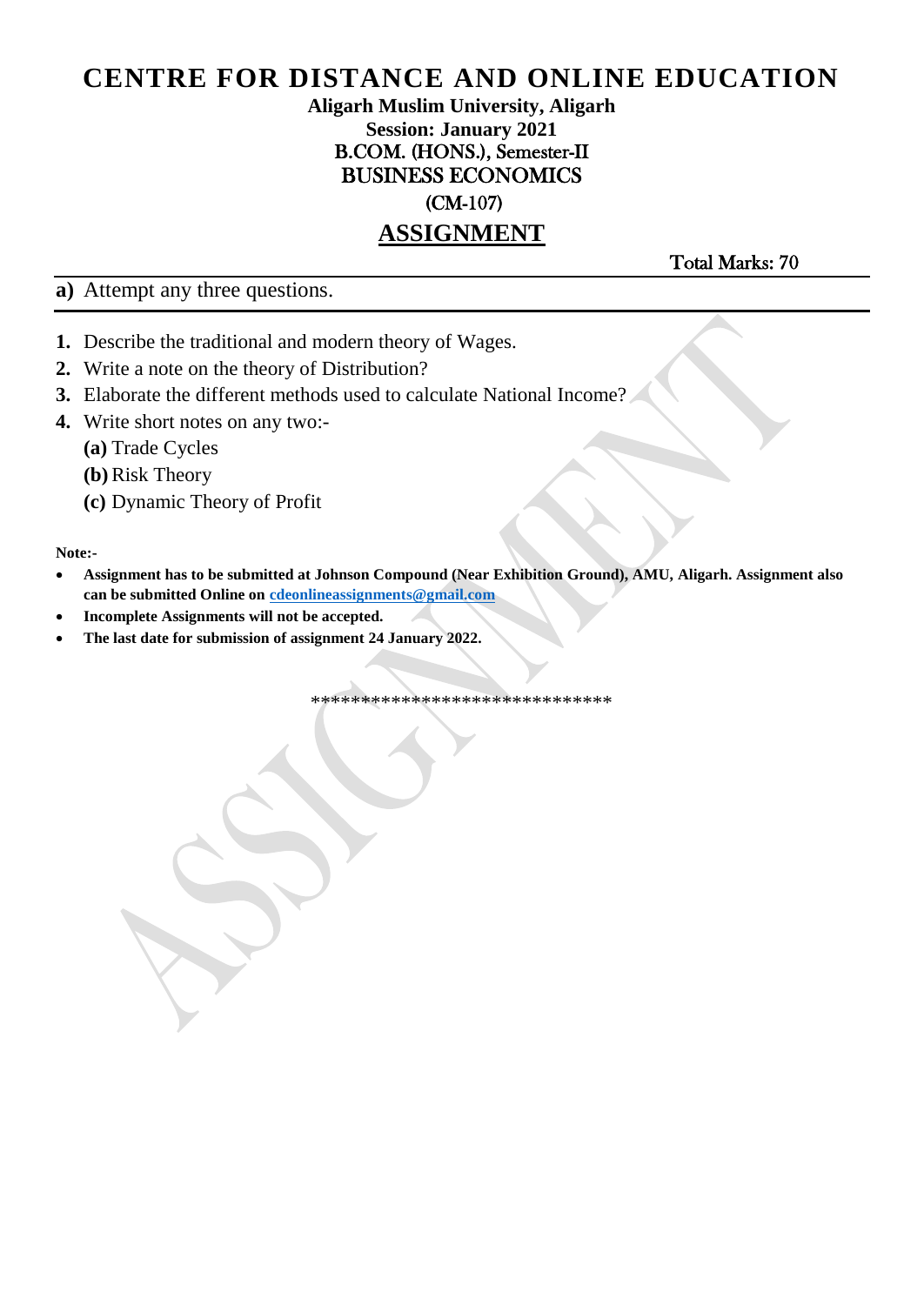# CENTRE FOR DISTANCE AND ONLINE EDUCATION

**Aligarh Muslim University, Aligarh**

**Session: January 2021**

**B.COM. (HONS.), Semester-II**

**BUSINESS ECONOMICS**

**(CM-107)**

## ASSIGNMENT

**Total Marks: 70**

**a)** Attempt any three questions.

1. Describe the traditional and modern theory of Wages.
2. Write a note on the theory of Distribution?
3. Elaborate the different methods used to calculate National Income?
4. Write short notes on any two:-
   **(a)** Trade Cycles
   **(b)** Risk Theory
   **(c)** Dynamic Theory of Profit

**Note:-**

- **Assignment has to be submitted at Johnson Compound (Near Exhibition Ground), AMU, Aligarh. Assignment also can be submitted Online on cdeonlineassignments@gmail.com**
- **Incomplete Assignments will not be accepted.**
- **The last date for submission of assignment 24 January 2022.**

******************************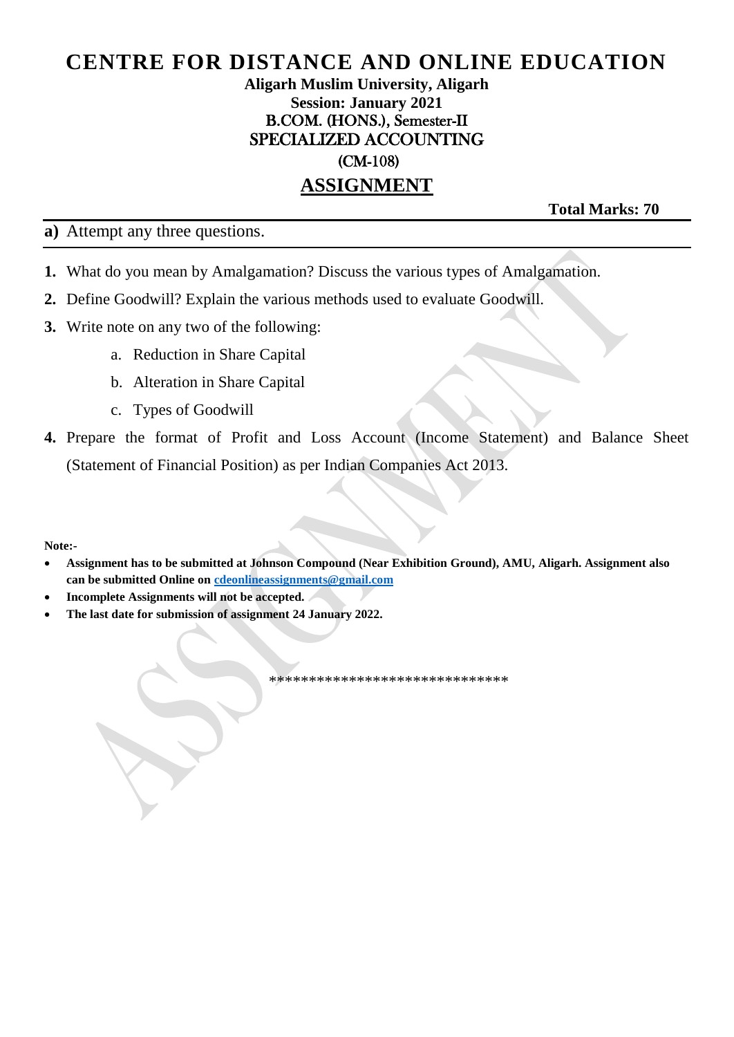# CENTRE FOR DISTANCE AND ONLINE EDUCATION

**Aligarh Muslim University, Aligarh**

**Session: January 2021**

B.COM. (HONS.), Semester-II

SPECIALIZED ACCOUNTING

(CM-108)

## ASSIGNMENT

**Total Marks: 70**

**a)** Attempt any three questions.

1. What do you mean by Amalgamation? Discuss the various types of Amalgamation.
2. Define Goodwill? Explain the various methods used to evaluate Goodwill.
3. Write note on any two of the following:
    a. Reduction in Share Capital
    b. Alteration in Share Capital
    c. Types of Goodwill
4. Prepare the format of Profit and Loss Account (Income Statement) and Balance Sheet (Statement of Financial Position) as per Indian Companies Act 2013.

**Note:-**

- **Assignment has to be submitted at Johnson Compound (Near Exhibition Ground), AMU, Aligarh. Assignment also can be submitted Online on [cdeonlineassignments@gmail.com](mailto:cdeonlineassignments@gmail.com)**
- **Incomplete Assignments will not be accepted.**
- **The last date for submission of assignment 24 January 2022.**

******************************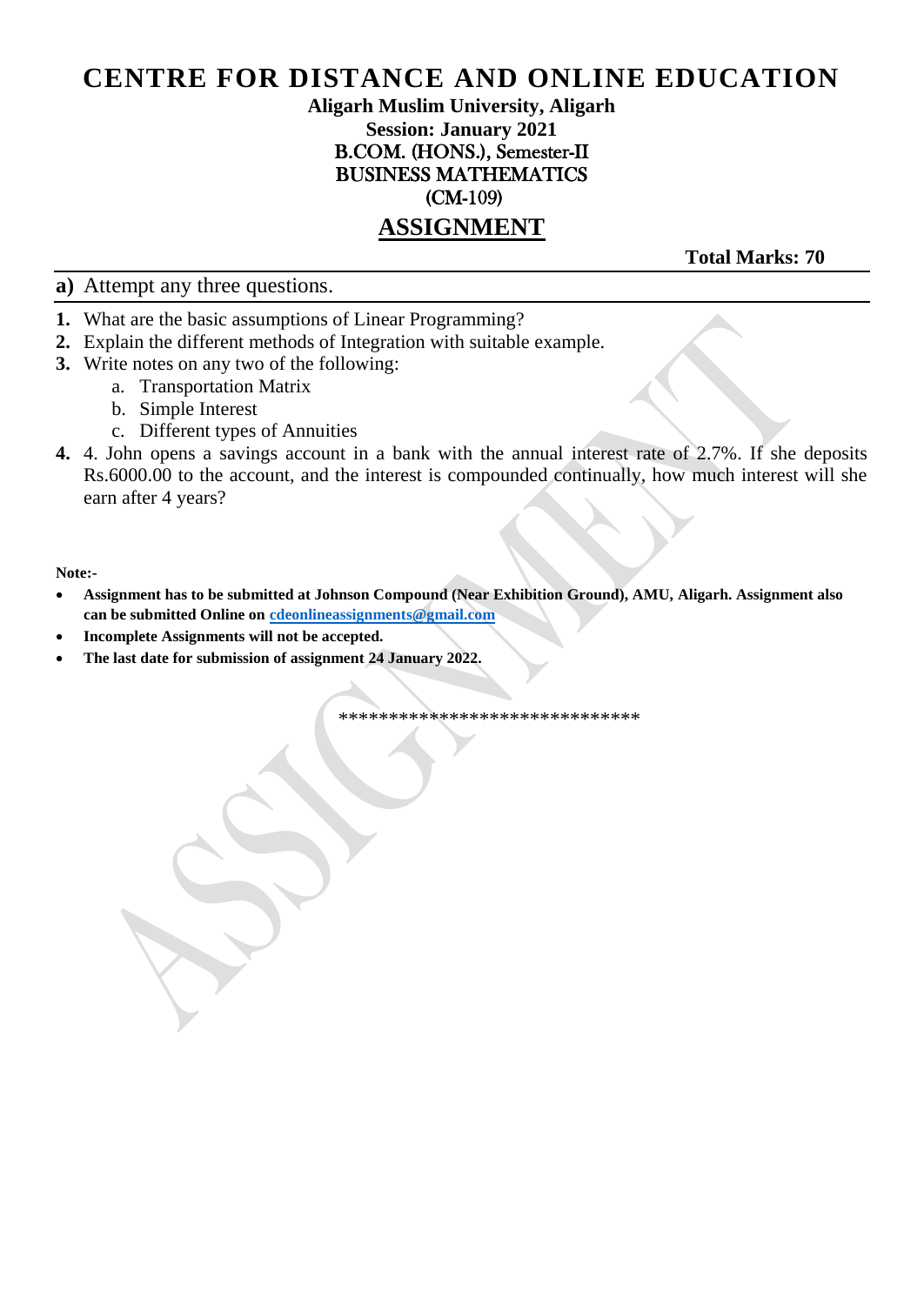# CENTRE FOR DISTANCE AND ONLINE EDUCATION

**Aligarh Muslim University, Aligarh**
**Session: January 2021**
**B.COM. (HONS.), Semester-II**
**BUSINESS MATHEMATICS**
**(CM-109)**

## ASSIGNMENT

**Total Marks: 70**

**a)** Attempt any three questions.

1. What are the basic assumptions of Linear Programming?
2. Explain the different methods of Integration with suitable example.
3. Write notes on any two of the following:
   a. Transportation Matrix
   b. Simple Interest
   c. Different types of Annuities
4. 4. John opens a savings account in a bank with the annual interest rate of 2.7%. If she deposits Rs.6000.00 to the account, and the interest is compounded continually, how much interest will she earn after 4 years?

**Note:-**

- **Assignment has to be submitted at Johnson Compound (Near Exhibition Ground), AMU, Aligarh. Assignment also can be submitted Online on [cdeonlineassignments@gmail.com](mailto:cdeonlineassignments@gmail.com)**
- **Incomplete Assignments will not be accepted.**
- **The last date for submission of assignment 24 January 2022.**

******************************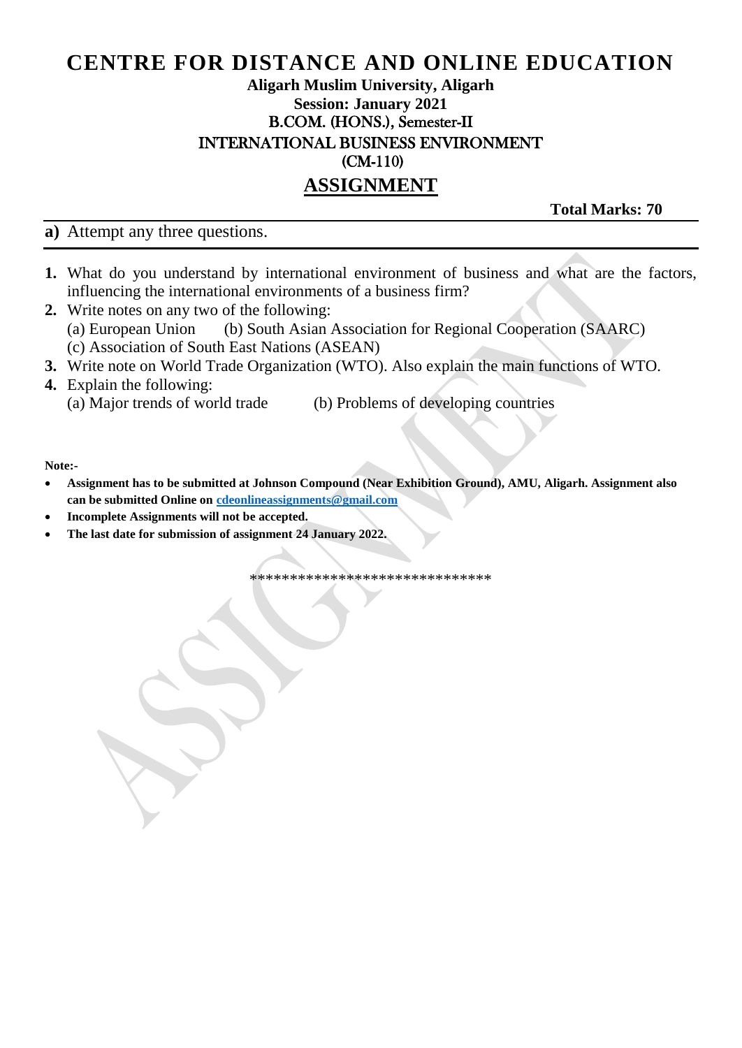# CENTRE FOR DISTANCE AND ONLINE EDUCATION

**Aligarh Muslim University, Aligarh**
**Session: January 2021**
**B.COM. (HONS.), Semester-II**
**INTERNATIONAL BUSINESS ENVIRONMENT**
**(CM-110)**

## ASSIGNMENT

**Total Marks: 70**

**a)** Attempt any three questions.

1. What do you understand by international environment of business and what are the factors, influencing the international environments of a business firm?
2. Write notes on any two of the following:
   (a) European Union (b) South Asian Association for Regional Cooperation (SAARC)
   (c) Association of South East Nations (ASEAN)
3. Write note on World Trade Organization (WTO). Also explain the main functions of WTO.
4. Explain the following:
   (a) Major trends of world trade (b) Problems of developing countries

**Note:-**

- **Assignment has to be submitted at Johnson Compound (Near Exhibition Ground), AMU, Aligarh. Assignment also can be submitted Online on [cdeonlineassignments@gmail.com](mailto:cdeonlineassignments@gmail.com)**
- **Incomplete Assignments will not be accepted.**
- **The last date for submission of assignment 24 January 2022.**

******************************